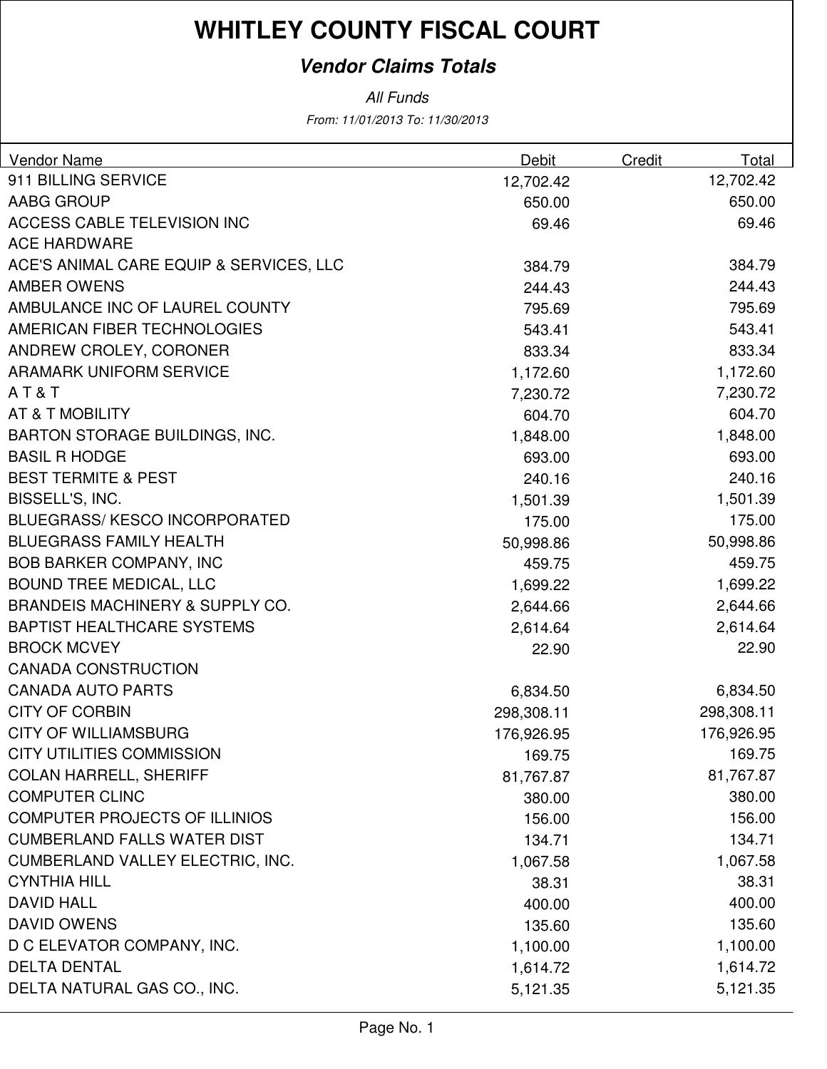# WHITLEY COUNTY FISCAL COURT

## *Vendor Claims Totals*

*All Funds*

*From: 11/01/2013 To: 11/30/2013*

| Vendor Name | Debit | Credit | Total |
|---|---|---|---|
| 911 BILLING SERVICE | 12,702.42 | | 12,702.42 |
| AABG GROUP | 650.00 | | 650.00 |
| ACCESS CABLE TELEVISION INC | 69.46 | | 69.46 |
| ACE HARDWARE | | | |
| ACE'S ANIMAL CARE EQUIP & SERVICES, LLC | 384.79 | | 384.79 |
| AMBER OWENS | 244.43 | | 244.43 |
| AMBULANCE INC OF LAUREL COUNTY | 795.69 | | 795.69 |
| AMERICAN FIBER TECHNOLOGIES | 543.41 | | 543.41 |
| ANDREW CROLEY, CORONER | 833.34 | | 833.34 |
| ARAMARK UNIFORM SERVICE | 1,172.60 | | 1,172.60 |
| A T & T | 7,230.72 | | 7,230.72 |
| AT & T MOBILITY | 604.70 | | 604.70 |
| BARTON STORAGE BUILDINGS, INC. | 1,848.00 | | 1,848.00 |
| BASIL R HODGE | 693.00 | | 693.00 |
| BEST TERMITE & PEST | 240.16 | | 240.16 |
| BISSELL'S, INC. | 1,501.39 | | 1,501.39 |
| BLUEGRASS/ KESCO INCORPORATED | 175.00 | | 175.00 |
| BLUEGRASS FAMILY HEALTH | 50,998.86 | | 50,998.86 |
| BOB BARKER COMPANY, INC | 459.75 | | 459.75 |
| BOUND TREE MEDICAL, LLC | 1,699.22 | | 1,699.22 |
| BRANDEIS MACHINERY & SUPPLY CO. | 2,644.66 | | 2,644.66 |
| BAPTIST HEALTHCARE SYSTEMS | 2,614.64 | | 2,614.64 |
| BROCK MCVEY | 22.90 | | 22.90 |
| CANADA CONSTRUCTION | | | |
| CANADA AUTO PARTS | 6,834.50 | | 6,834.50 |
| CITY OF CORBIN | 298,308.11 | | 298,308.11 |
| CITY OF WILLIAMSBURG | 176,926.95 | | 176,926.95 |
| CITY UTILITIES COMMISSION | 169.75 | | 169.75 |
| COLAN HARRELL, SHERIFF | 81,767.87 | | 81,767.87 |
| COMPUTER CLINC | 380.00 | | 380.00 |
| COMPUTER PROJECTS OF ILLINIOS | 156.00 | | 156.00 |
| CUMBERLAND FALLS WATER DIST | 134.71 | | 134.71 |
| CUMBERLAND VALLEY ELECTRIC, INC. | 1,067.58 | | 1,067.58 |
| CYNTHIA HILL | 38.31 | | 38.31 |
| DAVID HALL | 400.00 | | 400.00 |
| DAVID OWENS | 135.60 | | 135.60 |
| D C ELEVATOR COMPANY, INC. | 1,100.00 | | 1,100.00 |
| DELTA DENTAL | 1,614.72 | | 1,614.72 |
| DELTA NATURAL GAS CO., INC. | 5,121.35 | | 5,121.35 |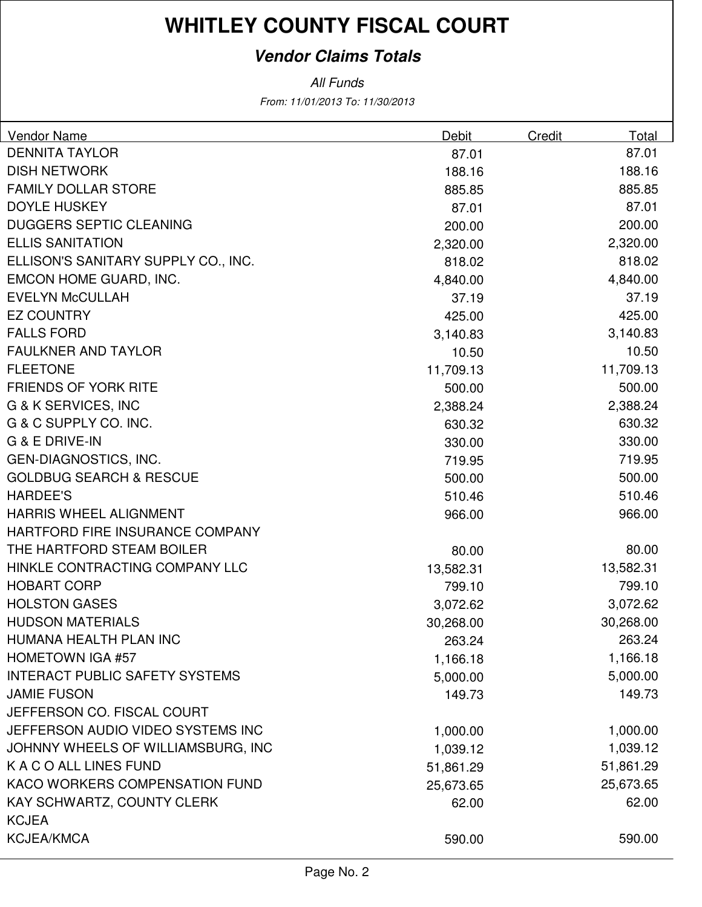# WHITLEY COUNTY FISCAL COURT

## *Vendor Claims Totals*

*All Funds*

*From: 11/01/2013 To: 11/30/2013*

| Vendor Name | Debit | Credit | Total |
|---|---|---|---|
| DENNITA TAYLOR | 87.01 | | 87.01 |
| DISH NETWORK | 188.16 | | 188.16 |
| FAMILY DOLLAR STORE | 885.85 | | 885.85 |
| DOYLE HUSKEY | 87.01 | | 87.01 |
| DUGGERS SEPTIC CLEANING | 200.00 | | 200.00 |
| ELLIS SANITATION | 2,320.00 | | 2,320.00 |
| ELLISON'S SANITARY SUPPLY CO., INC. | 818.02 | | 818.02 |
| EMCON HOME GUARD, INC. | 4,840.00 | | 4,840.00 |
| EVELYN McCULLAH | 37.19 | | 37.19 |
| EZ COUNTRY | 425.00 | | 425.00 |
| FALLS FORD | 3,140.83 | | 3,140.83 |
| FAULKNER AND TAYLOR | 10.50 | | 10.50 |
| FLEETONE | 11,709.13 | | 11,709.13 |
| FRIENDS OF YORK RITE | 500.00 | | 500.00 |
| G & K SERVICES, INC | 2,388.24 | | 2,388.24 |
| G & C SUPPLY CO. INC. | 630.32 | | 630.32 |
| G & E DRIVE-IN | 330.00 | | 330.00 |
| GEN-DIAGNOSTICS, INC. | 719.95 | | 719.95 |
| GOLDBUG SEARCH & RESCUE | 500.00 | | 500.00 |
| HARDEE'S | 510.46 | | 510.46 |
| HARRIS WHEEL ALIGNMENT | 966.00 | | 966.00 |
| HARTFORD FIRE INSURANCE COMPANY | | | |
| THE HARTFORD STEAM BOILER | 80.00 | | 80.00 |
| HINKLE CONTRACTING COMPANY LLC | 13,582.31 | | 13,582.31 |
| HOBART CORP | 799.10 | | 799.10 |
| HOLSTON GASES | 3,072.62 | | 3,072.62 |
| HUDSON MATERIALS | 30,268.00 | | 30,268.00 |
| HUMANA HEALTH PLAN INC | 263.24 | | 263.24 |
| HOMETOWN IGA #57 | 1,166.18 | | 1,166.18 |
| INTERACT PUBLIC SAFETY SYSTEMS | 5,000.00 | | 5,000.00 |
| JAMIE FUSON | 149.73 | | 149.73 |
| JEFFERSON CO. FISCAL COURT | | | |
| JEFFERSON AUDIO VIDEO SYSTEMS INC | 1,000.00 | | 1,000.00 |
| JOHNNY WHEELS OF WILLIAMSBURG, INC | 1,039.12 | | 1,039.12 |
| K A C O ALL LINES FUND | 51,861.29 | | 51,861.29 |
| KACO WORKERS COMPENSATION FUND | 25,673.65 | | 25,673.65 |
| KAY SCHWARTZ, COUNTY CLERK | 62.00 | | 62.00 |
| KCJEA | | | |
| KCJEA/KMCA | 590.00 | | 590.00 |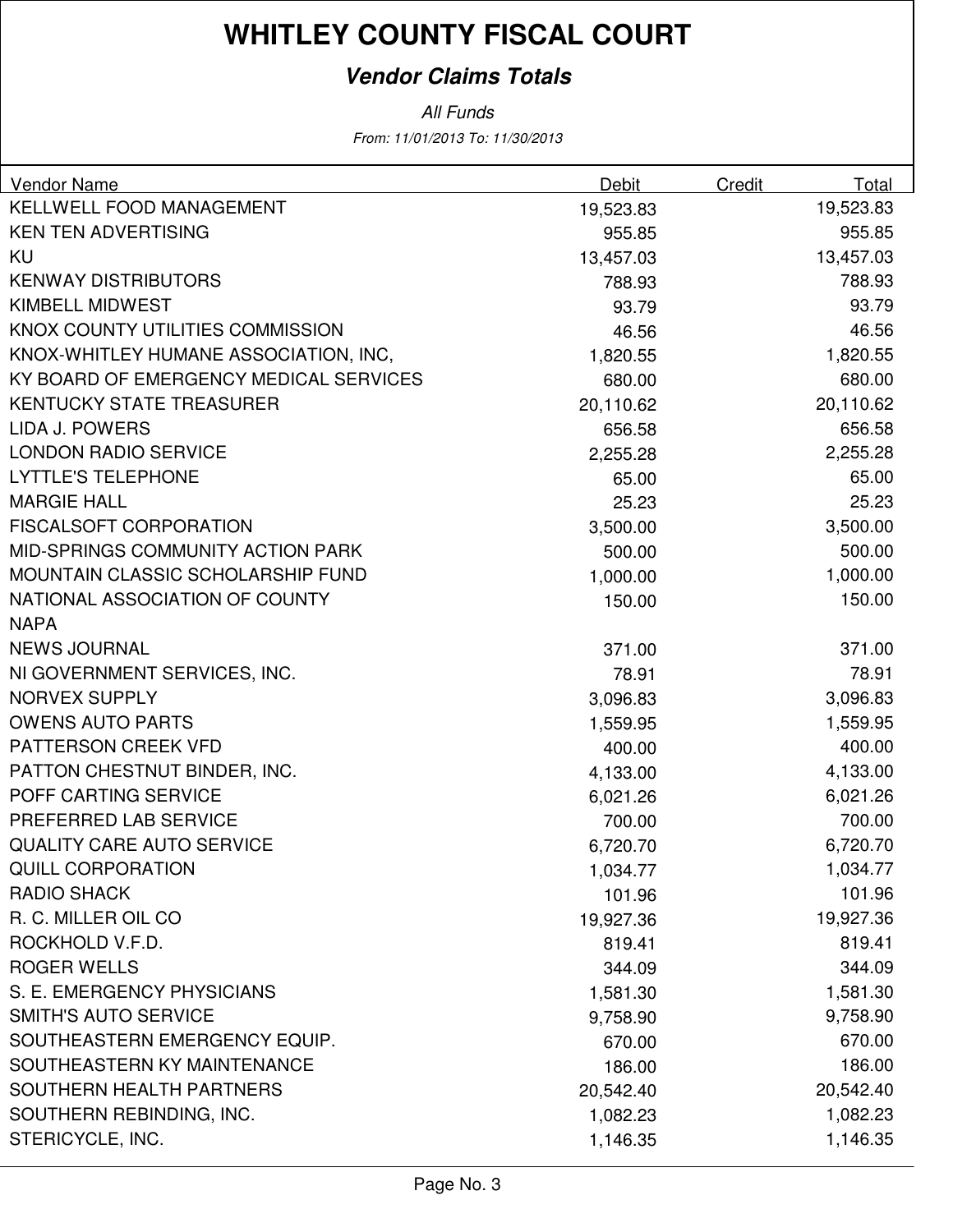# WHITLEY COUNTY FISCAL COURT

## *Vendor Claims Totals*

*All Funds*

*From: 11/01/2013 To: 11/30/2013*

| Vendor Name | Debit | Credit | Total |
|---|---|---|---|
| KELLWELL FOOD MANAGEMENT | 19,523.83 | | 19,523.83 |
| KEN TEN ADVERTISING | 955.85 | | 955.85 |
| KU | 13,457.03 | | 13,457.03 |
| KENWAY DISTRIBUTORS | 788.93 | | 788.93 |
| KIMBELL MIDWEST | 93.79 | | 93.79 |
| KNOX COUNTY UTILITIES COMMISSION | 46.56 | | 46.56 |
| KNOX-WHITLEY HUMANE ASSOCIATION, INC, | 1,820.55 | | 1,820.55 |
| KY BOARD OF EMERGENCY MEDICAL SERVICES | 680.00 | | 680.00 |
| KENTUCKY STATE TREASURER | 20,110.62 | | 20,110.62 |
| LIDA J. POWERS | 656.58 | | 656.58 |
| LONDON RADIO SERVICE | 2,255.28 | | 2,255.28 |
| LYTTLE'S TELEPHONE | 65.00 | | 65.00 |
| MARGIE HALL | 25.23 | | 25.23 |
| FISCALSOFT CORPORATION | 3,500.00 | | 3,500.00 |
| MID-SPRINGS COMMUNITY ACTION PARK | 500.00 | | 500.00 |
| MOUNTAIN CLASSIC SCHOLARSHIP FUND | 1,000.00 | | 1,000.00 |
| NATIONAL ASSOCIATION OF COUNTY | 150.00 | | 150.00 |
| NAPA | | | |
| NEWS JOURNAL | 371.00 | | 371.00 |
| NI GOVERNMENT SERVICES, INC. | 78.91 | | 78.91 |
| NORVEX SUPPLY | 3,096.83 | | 3,096.83 |
| OWENS AUTO PARTS | 1,559.95 | | 1,559.95 |
| PATTERSON CREEK VFD | 400.00 | | 400.00 |
| PATTON CHESTNUT BINDER, INC. | 4,133.00 | | 4,133.00 |
| POFF CARTING SERVICE | 6,021.26 | | 6,021.26 |
| PREFERRED LAB SERVICE | 700.00 | | 700.00 |
| QUALITY CARE AUTO SERVICE | 6,720.70 | | 6,720.70 |
| QUILL CORPORATION | 1,034.77 | | 1,034.77 |
| RADIO SHACK | 101.96 | | 101.96 |
| R. C. MILLER OIL CO | 19,927.36 | | 19,927.36 |
| ROCKHOLD V.F.D. | 819.41 | | 819.41 |
| ROGER WELLS | 344.09 | | 344.09 |
| S. E. EMERGENCY PHYSICIANS | 1,581.30 | | 1,581.30 |
| SMITH'S AUTO SERVICE | 9,758.90 | | 9,758.90 |
| SOUTHEASTERN EMERGENCY EQUIP. | 670.00 | | 670.00 |
| SOUTHEASTERN KY MAINTENANCE | 186.00 | | 186.00 |
| SOUTHERN HEALTH PARTNERS | 20,542.40 | | 20,542.40 |
| SOUTHERN REBINDING, INC. | 1,082.23 | | 1,082.23 |
| STERICYCLE, INC. | 1,146.35 | | 1,146.35 |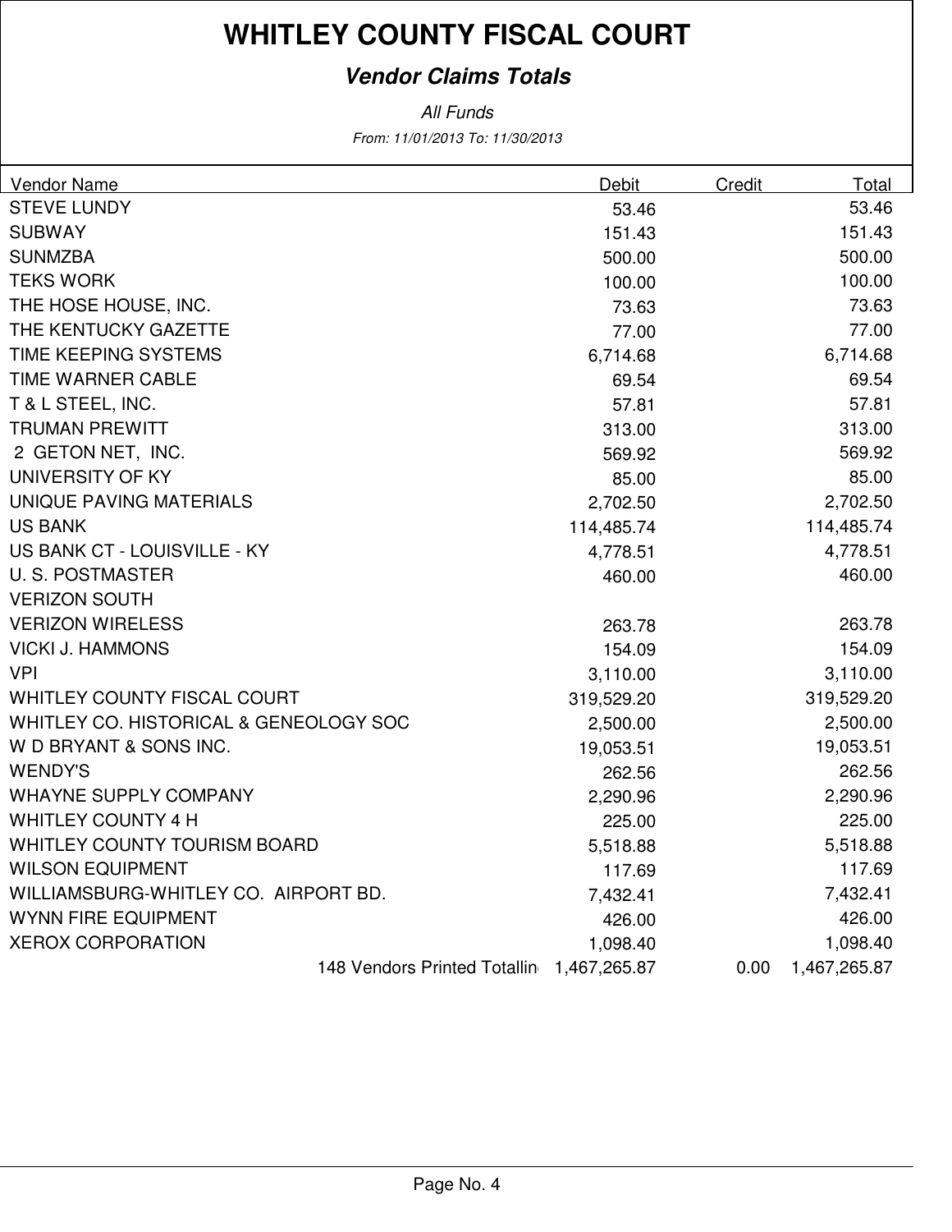# WHITLEY COUNTY FISCAL COURT

## *Vendor Claims Totals*

*All Funds*

*From: 11/01/2013 To: 11/30/2013*

| Vendor Name | Debit | Credit | Total |
|---|---|---|---|
| STEVE LUNDY | 53.46 | | 53.46 |
| SUBWAY | 151.43 | | 151.43 |
| SUNMZBA | 500.00 | | 500.00 |
| TEKS WORK | 100.00 | | 100.00 |
| THE HOSE HOUSE, INC. | 73.63 | | 73.63 |
| THE KENTUCKY GAZETTE | 77.00 | | 77.00 |
| TIME KEEPING SYSTEMS | 6,714.68 | | 6,714.68 |
| TIME WARNER CABLE | 69.54 | | 69.54 |
| T & L STEEL, INC. | 57.81 | | 57.81 |
| TRUMAN PREWITT | 313.00 | | 313.00 |
| 2 GETON NET, INC. | 569.92 | | 569.92 |
| UNIVERSITY OF KY | 85.00 | | 85.00 |
| UNIQUE PAVING MATERIALS | 2,702.50 | | 2,702.50 |
| US BANK | 114,485.74 | | 114,485.74 |
| US BANK CT - LOUISVILLE - KY | 4,778.51 | | 4,778.51 |
| U. S. POSTMASTER | 460.00 | | 460.00 |
| VERIZON SOUTH | | | |
| VERIZON WIRELESS | 263.78 | | 263.78 |
| VICKI J. HAMMONS | 154.09 | | 154.09 |
| VPI | 3,110.00 | | 3,110.00 |
| WHITLEY COUNTY FISCAL COURT | 319,529.20 | | 319,529.20 |
| WHITLEY CO. HISTORICAL & GENEOLOGY SOC | 2,500.00 | | 2,500.00 |
| W D BRYANT & SONS INC. | 19,053.51 | | 19,053.51 |
| WENDY'S | 262.56 | | 262.56 |
| WHAYNE SUPPLY COMPANY | 2,290.96 | | 2,290.96 |
| WHITLEY COUNTY 4 H | 225.00 | | 225.00 |
| WHITLEY COUNTY TOURISM BOARD | 5,518.88 | | 5,518.88 |
| WILSON EQUIPMENT | 117.69 | | 117.69 |
| WILLIAMSBURG-WHITLEY CO. AIRPORT BD. | 7,432.41 | | 7,432.41 |
| WYNN FIRE EQUIPMENT | 426.00 | | 426.00 |
| XEROX CORPORATION | 1,098.40 | | 1,098.40 |
| 148 Vendors Printed Totallin | 1,467,265.87 | 0.00 | 1,467,265.87 |